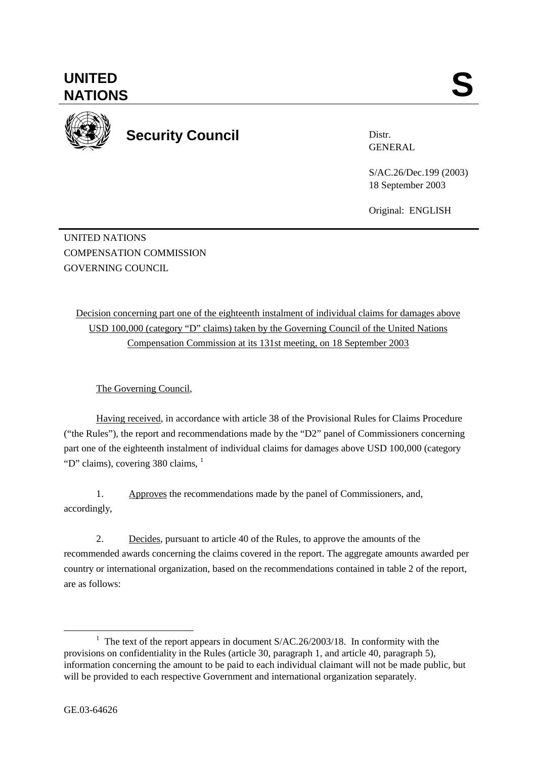# UNITED NATIONS

# S

## Security Council

Distr.
GENERAL

S/AC.26/Dec.199 (2003)
18 September 2003

Original: ENGLISH

UNITED NATIONS
COMPENSATION COMMISSION
GOVERNING COUNCIL

Decision concerning part one of the eighteenth instalment of individual claims for damages above USD 100,000 (category "D" claims) taken by the Governing Council of the United Nations Compensation Commission at its 131st meeting, on 18 September 2003

The Governing Council,

Having received, in accordance with article 38 of the Provisional Rules for Claims Procedure ("the Rules"), the report and recommendations made by the "D2" panel of Commissioners concerning part one of the eighteenth instalment of individual claims for damages above USD 100,000 (category "D" claims), covering 380 claims, [1]

1. Approves the recommendations made by the panel of Commissioners, and, accordingly,

2. Decides, pursuant to article 40 of the Rules, to approve the amounts of the recommended awards concerning the claims covered in the report. The aggregate amounts awarded per country or international organization, based on the recommendations contained in table 2 of the report, are as follows:

[1] The text of the report appears in document S/AC.26/2003/18. In conformity with the provisions on confidentiality in the Rules (article 30, paragraph 1, and article 40, paragraph 5), information concerning the amount to be paid to each individual claimant will not be made public, but will be provided to each respective Government and international organization separately.

GE.03-64626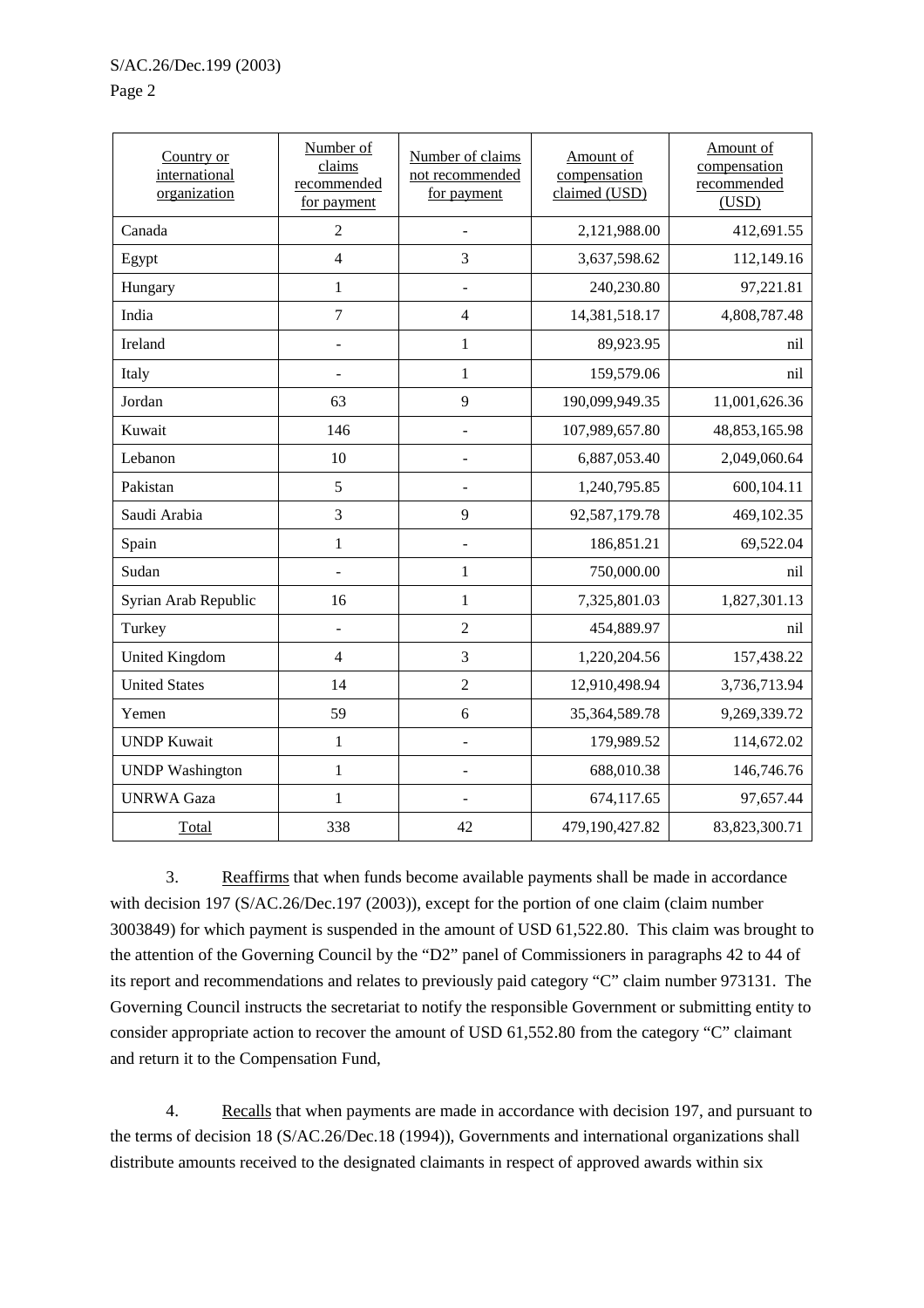| Country or international organization | Number of claims recommended for payment | Number of claims not recommended for payment | Amount of compensation claimed (USD) | Amount of compensation recommended (USD) |
|---|---|---|---|---|
| Canada | 2 | - | 2,121,988.00 | 412,691.55 |
| Egypt | 4 | 3 | 3,637,598.62 | 112,149.16 |
| Hungary | 1 | - | 240,230.80 | 97,221.81 |
| India | 7 | 4 | 14,381,518.17 | 4,808,787.48 |
| Ireland | - | 1 | 89,923.95 | nil |
| Italy | - | 1 | 159,579.06 | nil |
| Jordan | 63 | 9 | 190,099,949.35 | 11,001,626.36 |
| Kuwait | 146 | - | 107,989,657.80 | 48,853,165.98 |
| Lebanon | 10 | - | 6,887,053.40 | 2,049,060.64 |
| Pakistan | 5 | - | 1,240,795.85 | 600,104.11 |
| Saudi Arabia | 3 | 9 | 92,587,179.78 | 469,102.35 |
| Spain | 1 | - | 186,851.21 | 69,522.04 |
| Sudan | - | 1 | 750,000.00 | nil |
| Syrian Arab Republic | 16 | 1 | 7,325,801.03 | 1,827,301.13 |
| Turkey | - | 2 | 454,889.97 | nil |
| United Kingdom | 4 | 3 | 1,220,204.56 | 157,438.22 |
| United States | 14 | 2 | 12,910,498.94 | 3,736,713.94 |
| Yemen | 59 | 6 | 35,364,589.78 | 9,269,339.72 |
| UNDP Kuwait | 1 | - | 179,989.52 | 114,672.02 |
| UNDP Washington | 1 | - | 688,010.38 | 146,746.76 |
| UNRWA Gaza | 1 | - | 674,117.65 | 97,657.44 |
| Total | 338 | 42 | 479,190,427.82 | 83,823,300.71 |

3. Reaffirms that when funds become available payments shall be made in accordance with decision 197 (S/AC.26/Dec.197 (2003)), except for the portion of one claim (claim number 3003849) for which payment is suspended in the amount of USD 61,522.80. This claim was brought to the attention of the Governing Council by the "D2" panel of Commissioners in paragraphs 42 to 44 of its report and recommendations and relates to previously paid category "C" claim number 973131. The Governing Council instructs the secretariat to notify the responsible Government or submitting entity to consider appropriate action to recover the amount of USD 61,552.80 from the category "C" claimant and return it to the Compensation Fund,

4. Recalls that when payments are made in accordance with decision 197, and pursuant to the terms of decision 18 (S/AC.26/Dec.18 (1994)), Governments and international organizations shall distribute amounts received to the designated claimants in respect of approved awards within six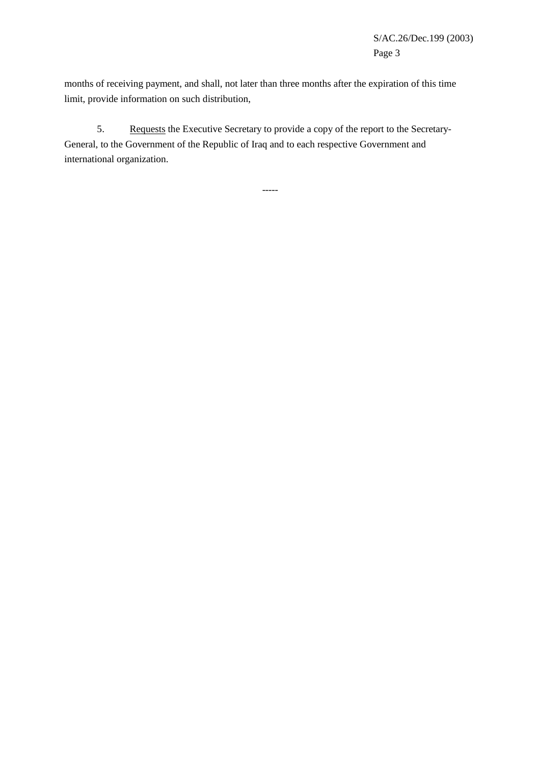months of receiving payment, and shall, not later than three months after the expiration of this time limit, provide information on such distribution,

5. Requests the Executive Secretary to provide a copy of the report to the Secretary-General, to the Government of the Republic of Iraq and to each respective Government and international organization.

-----